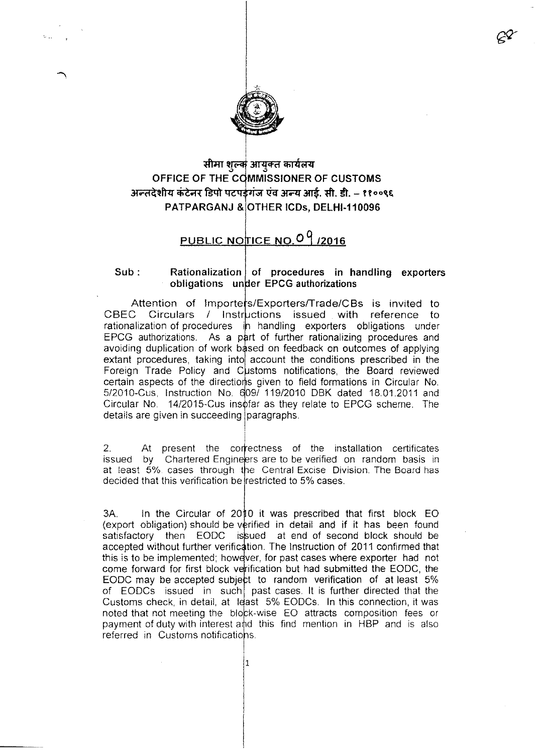सीमा शुल्क आयुक्त कार्यलय

OFFICE OF THE COMMISSIONER OF CUSTOMS

अन्तदेशीय कंटेनर डिपो पटपड़गंज एंव अन्य आई. सी. डी. – ११००९६

PATPARGANJ & OTHER ICDs, DELHI-110096

# PUBLIC NOTICE NO. 09 /2016

**Sub : Rationalization of procedures in handling exporters obligations under EPCG authorizations**

Attention of Importers/Exporters/Trade/CBs is invited to CBEC Circulars / Instructions issued with reference to rationalization of procedures in handling exporters obligations under EPCG authorizations. As a part of further rationalizing procedures and avoiding duplication of work based on feedback on outcomes of applying extant procedures, taking into account the conditions prescribed in the Foreign Trade Policy and Customs notifications, the Board reviewed certain aspects of the directions given to field formations in Circular No. 5/2010-Cus, Instruction No. 609/ 119/2010 DBK dated 18.01.2011 and Circular No. 14/2015-Cus insofar as they relate to EPCG scheme. The details are given in succeeding paragraphs.

2. At present the correctness of the installation certificates issued by Chartered Engineers are to be verified on random basis in at least 5% cases through the Central Excise Division. The Board has decided that this verification be restricted to 5% cases.

3A. In the Circular of 2010 it was prescribed that first block EO (export obligation) should be verified in detail and if it has been found satisfactory then EODC issued at end of second block should be accepted without further verification. The Instruction of 2011 confirmed that this is to be implemented; however, for past cases where exporter had not come forward for first block verification but had submitted the EODC, the EODC may be accepted subject to random verification of at least 5% of EODCs issued in such past cases. It is further directed that the Customs check, in detail, at least 5% EODCs. In this connection, it was noted that not meeting the block-wise EO attracts composition fees or payment of duty with interest and this find mention in HBP and is also referred in Customs notifications.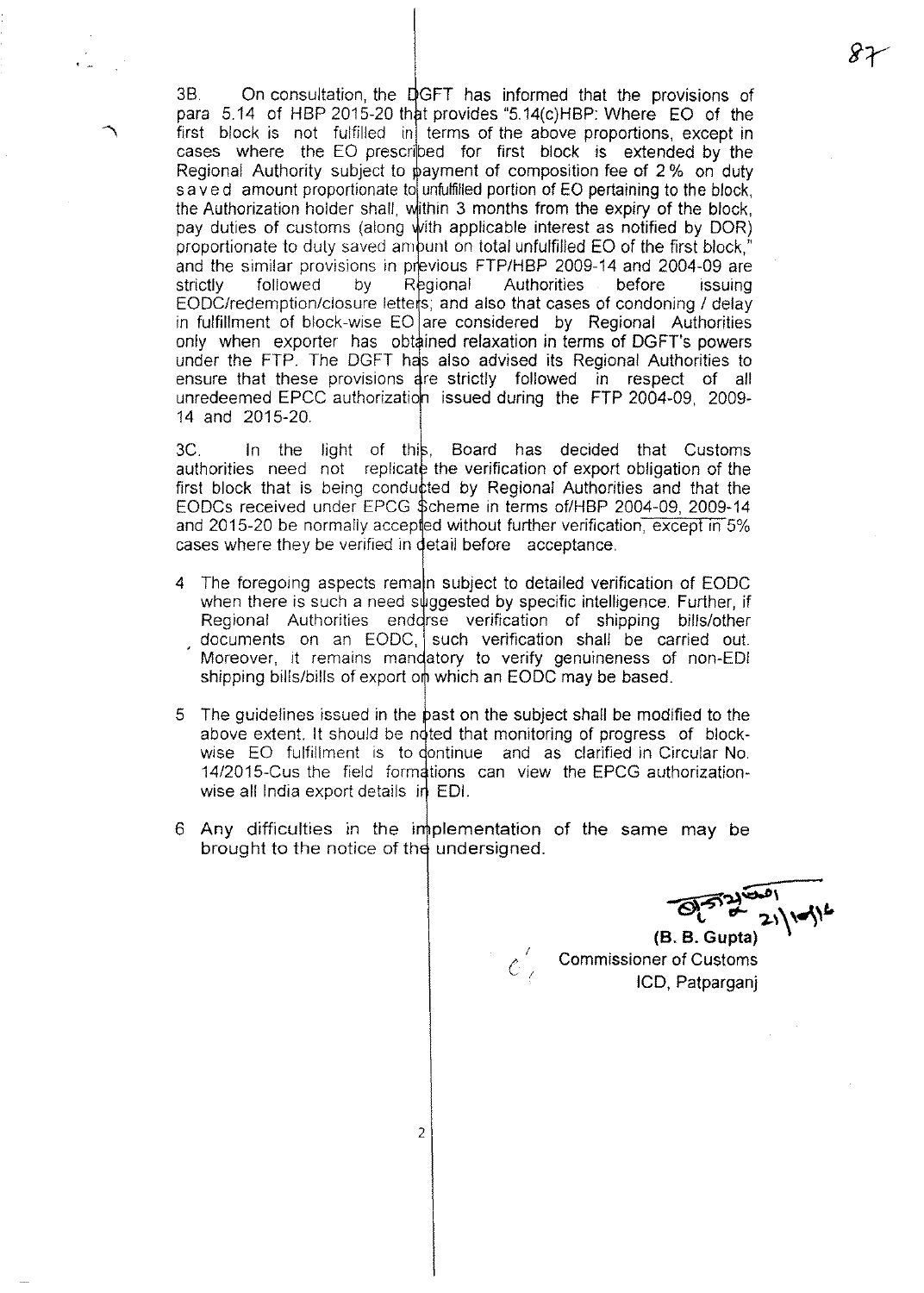3B. On consultation, the DGFT has informed that the provisions of para 5.14 of HBP 2015-20 that provides "5.14(c)HBP: Where EO of the first block is not fulfilled in terms of the above proportions, except in cases where the EO prescribed for first block is extended by the Regional Authority subject to payment of composition fee of 2% on duty saved amount proportionate to unfulfilled portion of EO pertaining to the block, the Authorization holder shall, within 3 months from the expiry of the block, pay duties of customs (along with applicable interest as notified by DOR) proportionate to duty saved amount on total unfulfilled EO of the first block," and the similar provisions in previous FTP/HBP 2009-14 and 2004-09 are strictly followed by Regional Authorities before issuing EODC/redemption/closure letters; and also that cases of condoning / delay in fulfillment of block-wise EO are considered by Regional Authorities only when exporter has obtained relaxation in terms of DGFT's powers under the FTP. The DGFT has also advised its Regional Authorities to ensure that these provisions are strictly followed in respect of all unredeemed EPCC authorization issued during the FTP 2004-09, 2009-14 and 2015-20.

3C. In the light of this, Board has decided that Customs authorities need not replicate the verification of export obligation of the first block that is being conducted by Regional Authorities and that the EODCs received under EPCG Scheme in terms of/HBP 2004-09, 2009-14 and 2015-20 be normally accepted without further verification, except in 5% cases where they be verified in detail before acceptance.

4 The foregoing aspects remain subject to detailed verification of EODC when there is such a need suggested by specific intelligence. Further, if Regional Authorities endorse verification of shipping bills/other documents on an EODC, such verification shall be carried out. Moreover, it remains mandatory to verify genuineness of non-EDI shipping bills/bills of export on which an EODC may be based.

5 The guidelines issued in the past on the subject shall be modified to the above extent. It should be noted that monitoring of progress of block-wise EO fulfillment is to continue and as clarified in Circular No. 14/2015-Cus the field formations can view the EPCG authorization-wise all India export details in EDI.

6 Any difficulties in the implementation of the same may be brought to the notice of the undersigned.

21/10/16

**(B. B. Gupta)**
Commissioner of Customs
ICD, Patparganj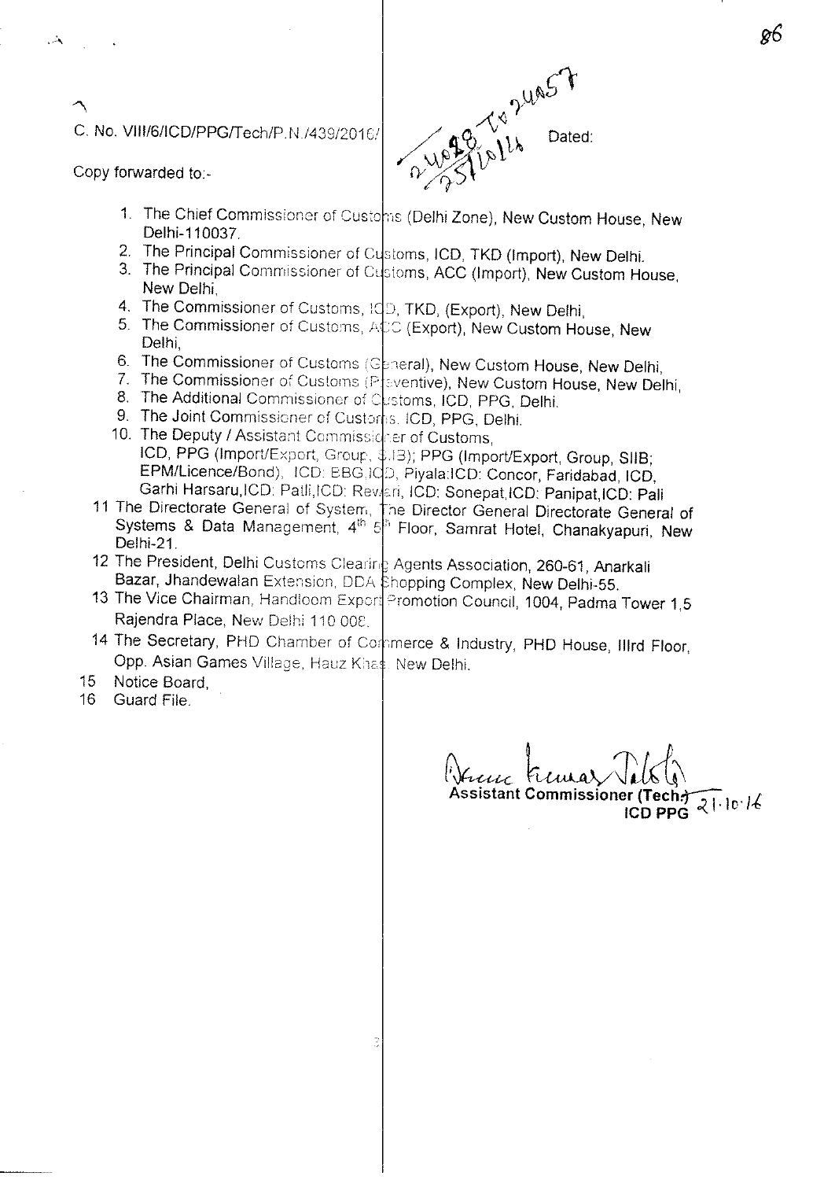C. No. VIII/6/ICD/PPG/Tech/P.N./439/2016/ 24028 To 24057 25/10/16 Dated:

Copy forwarded to:-

1. The Chief Commissioner of Customs (Delhi Zone), New Custom House, New Delhi-110037.
2. The Principal Commissioner of Customs, ICD, TKD (Import), New Delhi.
3. The Principal Commissioner of Customs, ACC (Import), New Custom House, New Delhi,
4. The Commissioner of Customs, ICD, TKD, (Export), New Delhi,
5. The Commissioner of Customs, ACC (Export), New Custom House, New Delhi,
6. The Commissioner of Customs (General), New Custom House, New Delhi,
7. The Commissioner of Customs (Preventive), New Custom House, New Delhi,
8. The Additional Commissioner of Customs, ICD, PPG, Delhi.
9. The Joint Commissioner of Customs, ICD, PPG, Delhi.
10. The Deputy / Assistant Commissioner of Customs, ICD, PPG (Import/Export, Group, SIIB); PPG (Import/Export, Group, SIIB; EPM/Licence/Bond), ICD: EBG,ICD, Piyala:ICD: Concor, Faridabad, ICD, Garhi Harsaru,ICD: Patli,ICD: Rewari, ICD: Sonepat,ICD: Panipat,ICD: Pali
11. The Directorate General of System, The Director General Directorate General of Systems & Data Management, 4th 5th Floor, Samrat Hotel, Chanakyapuri, New Delhi-21.
12. The President, Delhi Customs Clearing Agents Association, 260-61, Anarkali Bazar, Jhandewalan Extension, DDA Shopping Complex, New Delhi-55.
13. The Vice Chairman, Handloom Export Promotion Council, 1004, Padma Tower 1,5 Rajendra Place, New Delhi 110 008.
14. The Secretary, PHD Chamber of Commerce & Industry, PHD House, IIIrd Floor, Opp. Asian Games Village, Hauz Khas, New Delhi.
15. Notice Board,
16. Guard File.

Arun Kumar Taloda
Assistant Commissioner (Tech)
ICD PPG 21.10.16